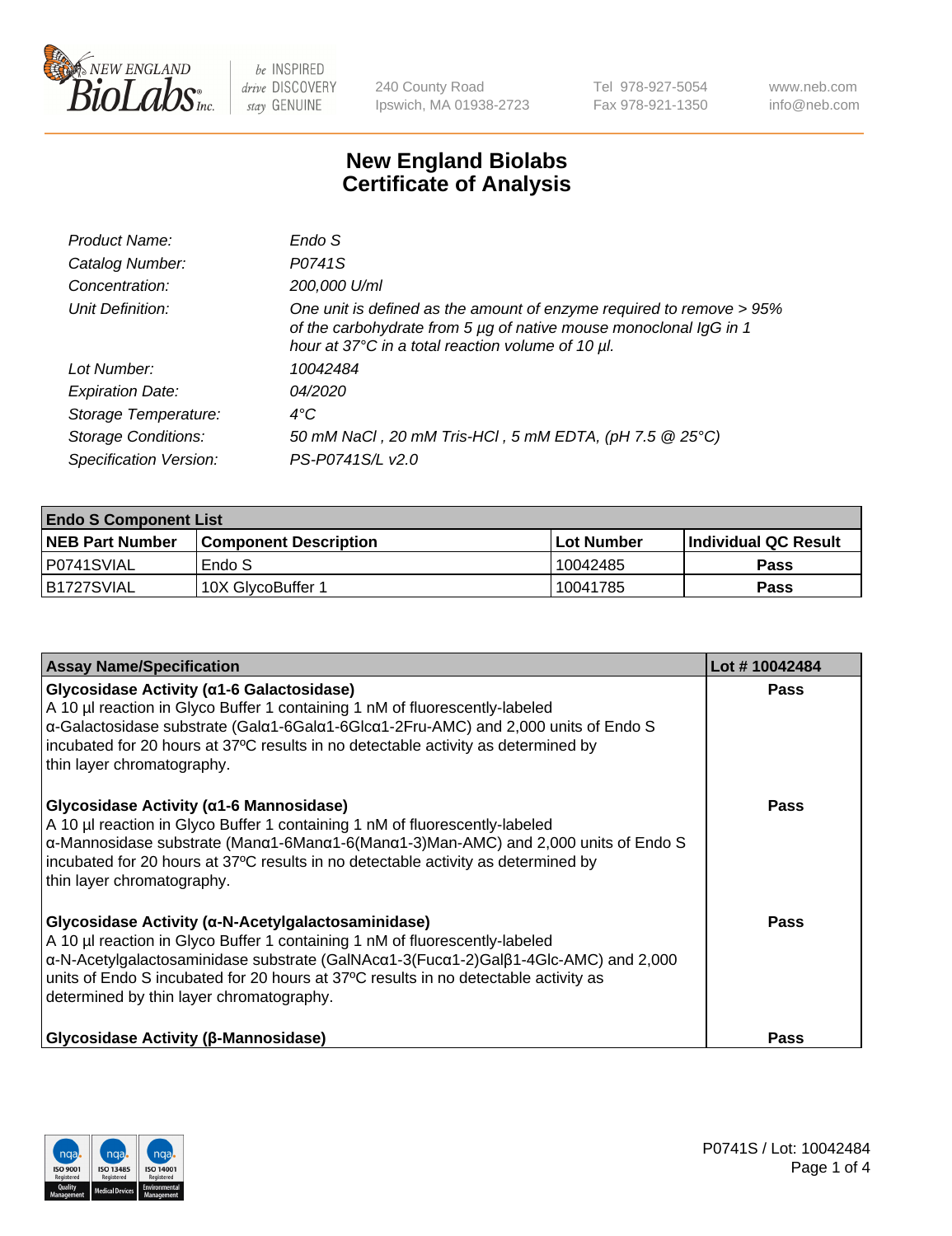240 County Road
Ipswich, MA 01938-2723

Tel 978-927-5054
Fax 978-921-1350

www.neb.com
info@neb.com

# New England Biolabs Certificate of Analysis

| | |
|---|---|
| *Product Name:* | *Endo S* |
| *Catalog Number:* | *P0741S* |
| *Concentration:* | *200,000 U/ml* |
| *Unit Definition:* | *One unit is defined as the amount of enzyme required to remove > 95% of the carbohydrate from 5 µg of native mouse monoclonal IgG in 1 hour at 37°C in a total reaction volume of 10 µl.* |
| *Lot Number:* | *10042484* |
| *Expiration Date:* | *04/2020* |
| *Storage Temperature:* | *4°C* |
| *Storage Conditions:* | *50 mM NaCl , 20 mM Tris-HCl , 5 mM EDTA, (pH 7.5 @ 25°C)* |
| *Specification Version:* | *PS-P0741S/L v2.0* |

| **Endo S Component List** | | | |
|---|---|---|---|
| **NEB Part Number** | **Component Description** | **Lot Number** | **Individual QC Result** |
| P0741SVIAL | Endo S | 10042485 | **Pass** |
| B1727SVIAL | 10X GlycoBuffer 1 | 10041785 | **Pass** |

| **Assay Name/Specification** | **Lot # 10042484** |
|---|---|
| **Glycosidase Activity (α1-6 Galactosidase)**<br>A 10 µl reaction in Glyco Buffer 1 containing 1 nM of fluorescently-labeled α-Galactosidase substrate (Galα1-6Galα1-6Glcα1-2Fru-AMC) and 2,000 units of Endo S incubated for 20 hours at 37ºC results in no detectable activity as determined by thin layer chromatography. | **Pass** |
| **Glycosidase Activity (α1-6 Mannosidase)**<br>A 10 µl reaction in Glyco Buffer 1 containing 1 nM of fluorescently-labeled α-Mannosidase substrate (Manα1-6Manα1-6(Manα1-3)Man-AMC) and 2,000 units of Endo S incubated for 20 hours at 37ºC results in no detectable activity as determined by thin layer chromatography. | **Pass** |
| **Glycosidase Activity (α-N-Acetylgalactosaminidase)**<br>A 10 µl reaction in Glyco Buffer 1 containing 1 nM of fluorescently-labeled α-N-Acetylgalactosaminidase substrate (GalNAcα1-3(Fucα1-2)Galβ1-4Glc-AMC) and 2,000 units of Endo S incubated for 20 hours at 37ºC results in no detectable activity as determined by thin layer chromatography. | **Pass** |
| **Glycosidase Activity (β-Mannosidase)** | **Pass** |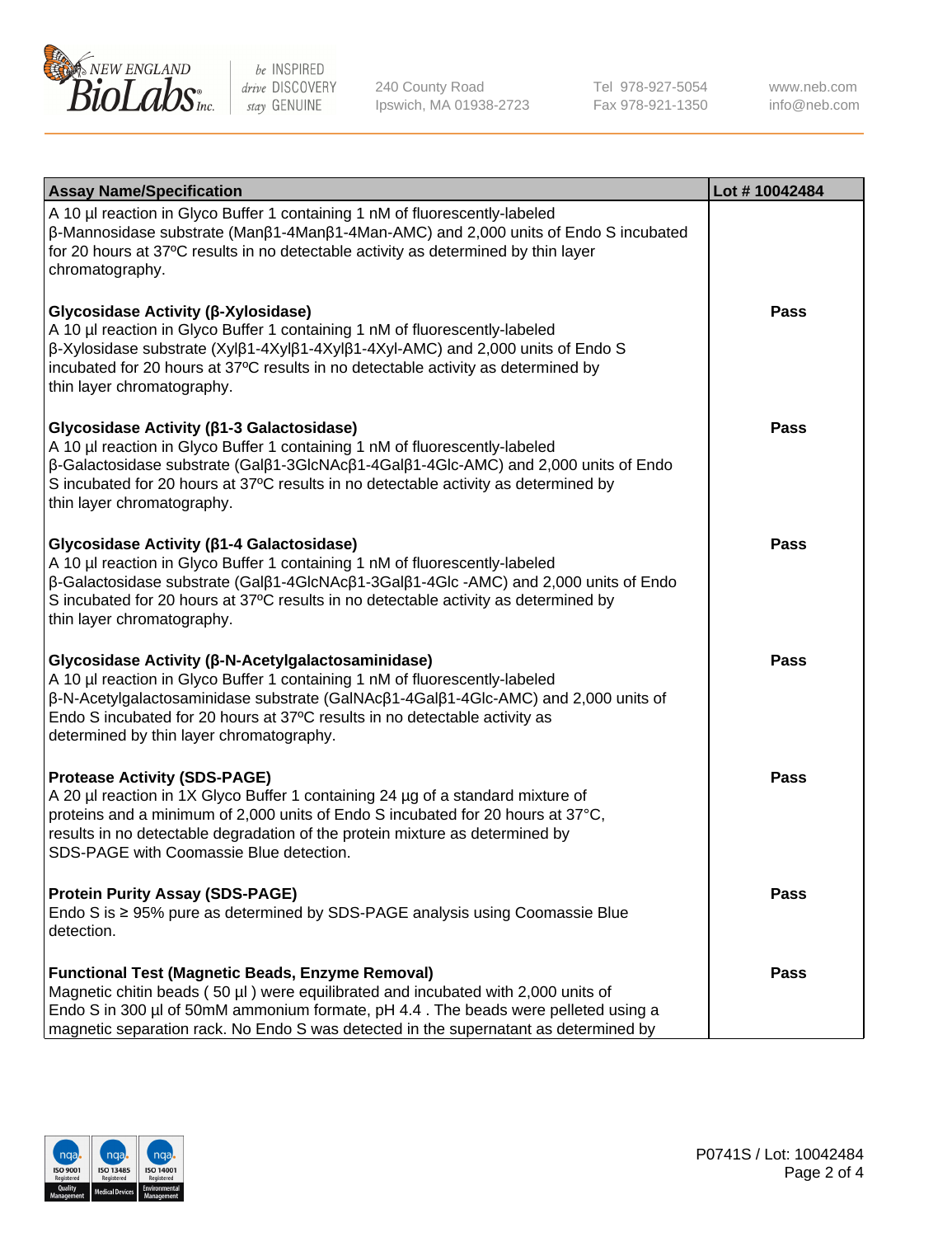| Assay Name/Specification | Lot # 10042484 |
|---|---|
| A 10 µl reaction in Glyco Buffer 1 containing 1 nM of fluorescently-labeled β-Mannosidase substrate (Manβ1-4Manβ1-4Man-AMC) and 2,000 units of Endo S incubated for 20 hours at 37ºC results in no detectable activity as determined by thin layer chromatography. | |
| **Glycosidase Activity (β-Xylosidase)**<br>A 10 µl reaction in Glyco Buffer 1 containing 1 nM of fluorescently-labeled β-Xylosidase substrate (Xylβ1-4Xylβ1-4Xylβ1-4Xyl-AMC) and 2,000 units of Endo S incubated for 20 hours at 37ºC results in no detectable activity as determined by thin layer chromatography. | **Pass** |
| **Glycosidase Activity (β1-3 Galactosidase)**<br>A 10 µl reaction in Glyco Buffer 1 containing 1 nM of fluorescently-labeled β-Galactosidase substrate (Galβ1-3GlcNAcβ1-4Galβ1-4Glc-AMC) and 2,000 units of Endo S incubated for 20 hours at 37ºC results in no detectable activity as determined by thin layer chromatography. | **Pass** |
| **Glycosidase Activity (β1-4 Galactosidase)**<br>A 10 µl reaction in Glyco Buffer 1 containing 1 nM of fluorescently-labeled β-Galactosidase substrate (Galβ1-4GlcNAcβ1-3Galβ1-4Glc -AMC) and 2,000 units of Endo S incubated for 20 hours at 37ºC results in no detectable activity as determined by thin layer chromatography. | **Pass** |
| **Glycosidase Activity (β-N-Acetylgalactosaminidase)**<br>A 10 µl reaction in Glyco Buffer 1 containing 1 nM of fluorescently-labeled β-N-Acetylgalactosaminidase substrate (GalNAcβ1-4Galβ1-4Glc-AMC) and 2,000 units of Endo S incubated for 20 hours at 37ºC results in no detectable activity as determined by thin layer chromatography. | **Pass** |
| **Protease Activity (SDS-PAGE)**<br>A 20 µl reaction in 1X Glyco Buffer 1 containing 24 µg of a standard mixture of proteins and a minimum of 2,000 units of Endo S incubated for 20 hours at 37°C, results in no detectable degradation of the protein mixture as determined by SDS-PAGE with Coomassie Blue detection. | **Pass** |
| **Protein Purity Assay (SDS-PAGE)**<br>Endo S is ≥ 95% pure as determined by SDS-PAGE analysis using Coomassie Blue detection. | **Pass** |
| **Functional Test (Magnetic Beads, Enzyme Removal)**<br>Magnetic chitin beads ( 50 µl ) were equilibrated and incubated with 2,000 units of Endo S in 300 µl of 50mM ammonium formate, pH 4.4 . The beads were pelleted using a magnetic separation rack. No Endo S was detected in the supernatant as determined by | **Pass** |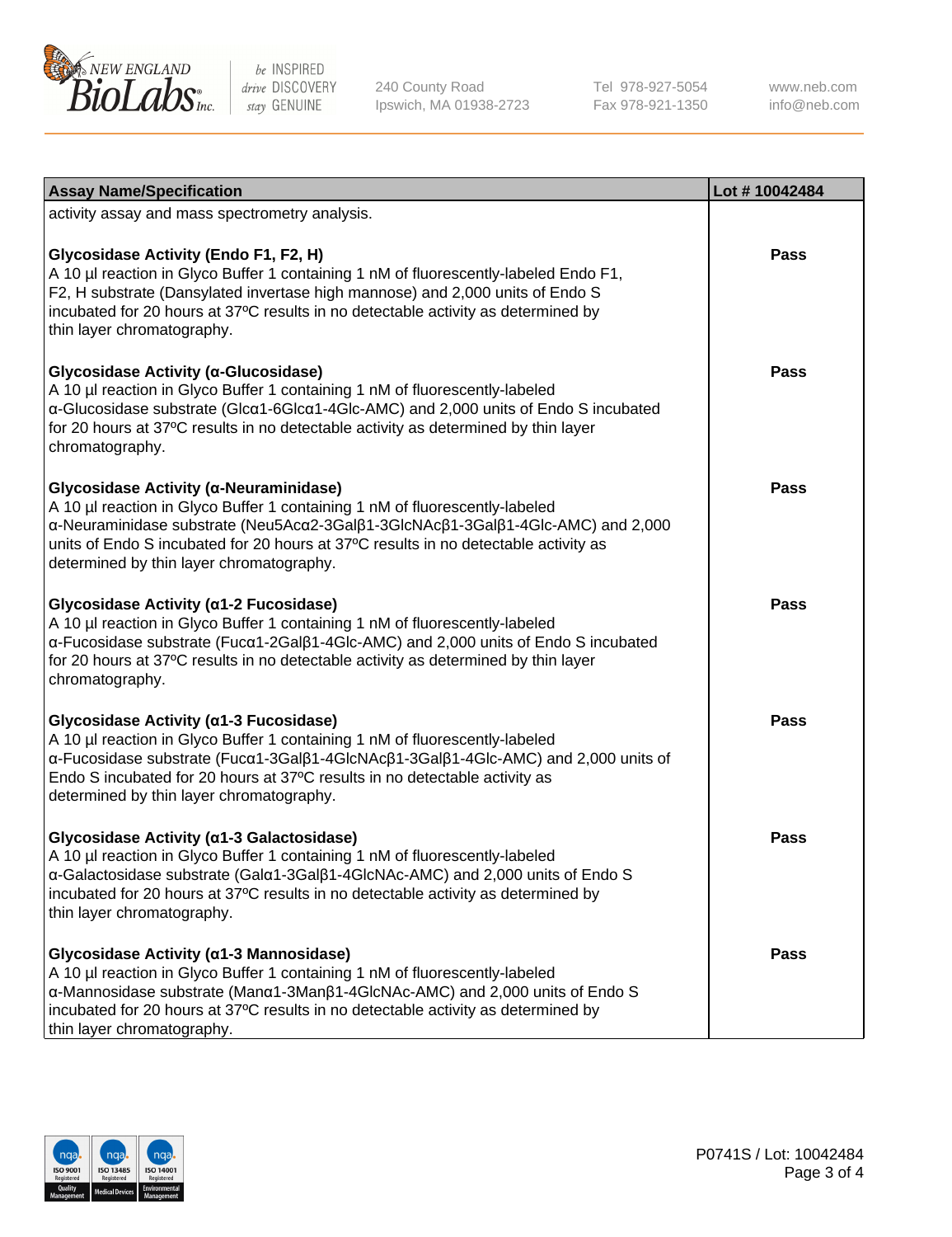| Assay Name/Specification | Lot # 10042484 |
|---|---|
| activity assay and mass spectrometry analysis. | |
| **Glycosidase Activity (Endo F1, F2, H)**<br>A 10 µl reaction in Glyco Buffer 1 containing 1 nM of fluorescently-labeled Endo F1, F2, H substrate (Dansylated invertase high mannose) and 2,000 units of Endo S incubated for 20 hours at 37ºC results in no detectable activity as determined by thin layer chromatography. | Pass |
| **Glycosidase Activity (α-Glucosidase)**<br>A 10 µl reaction in Glyco Buffer 1 containing 1 nM of fluorescently-labeled α-Glucosidase substrate (Glcα1-6Glcα1-4Glc-AMC) and 2,000 units of Endo S incubated for 20 hours at 37ºC results in no detectable activity as determined by thin layer chromatography. | Pass |
| **Glycosidase Activity (α-Neuraminidase)**<br>A 10 µl reaction in Glyco Buffer 1 containing 1 nM of fluorescently-labeled α-Neuraminidase substrate (Neu5Acα2-3Galβ1-3GlcNAcβ1-3Galβ1-4Glc-AMC) and 2,000 units of Endo S incubated for 20 hours at 37ºC results in no detectable activity as determined by thin layer chromatography. | Pass |
| **Glycosidase Activity (α1-2 Fucosidase)**<br>A 10 µl reaction in Glyco Buffer 1 containing 1 nM of fluorescently-labeled α-Fucosidase substrate (Fucα1-2Galβ1-4Glc-AMC) and 2,000 units of Endo S incubated for 20 hours at 37ºC results in no detectable activity as determined by thin layer chromatography. | Pass |
| **Glycosidase Activity (α1-3 Fucosidase)**<br>A 10 µl reaction in Glyco Buffer 1 containing 1 nM of fluorescently-labeled α-Fucosidase substrate (Fucα1-3Galβ1-4GlcNAcβ1-3Galβ1-4Glc-AMC) and 2,000 units of Endo S incubated for 20 hours at 37ºC results in no detectable activity as determined by thin layer chromatography. | Pass |
| **Glycosidase Activity (α1-3 Galactosidase)**<br>A 10 µl reaction in Glyco Buffer 1 containing 1 nM of fluorescently-labeled α-Galactosidase substrate (Galα1-3Galβ1-4GlcNAc-AMC) and 2,000 units of Endo S incubated for 20 hours at 37ºC results in no detectable activity as determined by thin layer chromatography. | Pass |
| **Glycosidase Activity (α1-3 Mannosidase)**<br>A 10 µl reaction in Glyco Buffer 1 containing 1 nM of fluorescently-labeled α-Mannosidase substrate (Manα1-3Manβ1-4GlcNAc-AMC) and 2,000 units of Endo S incubated for 20 hours at 37ºC results in no detectable activity as determined by thin layer chromatography. | Pass |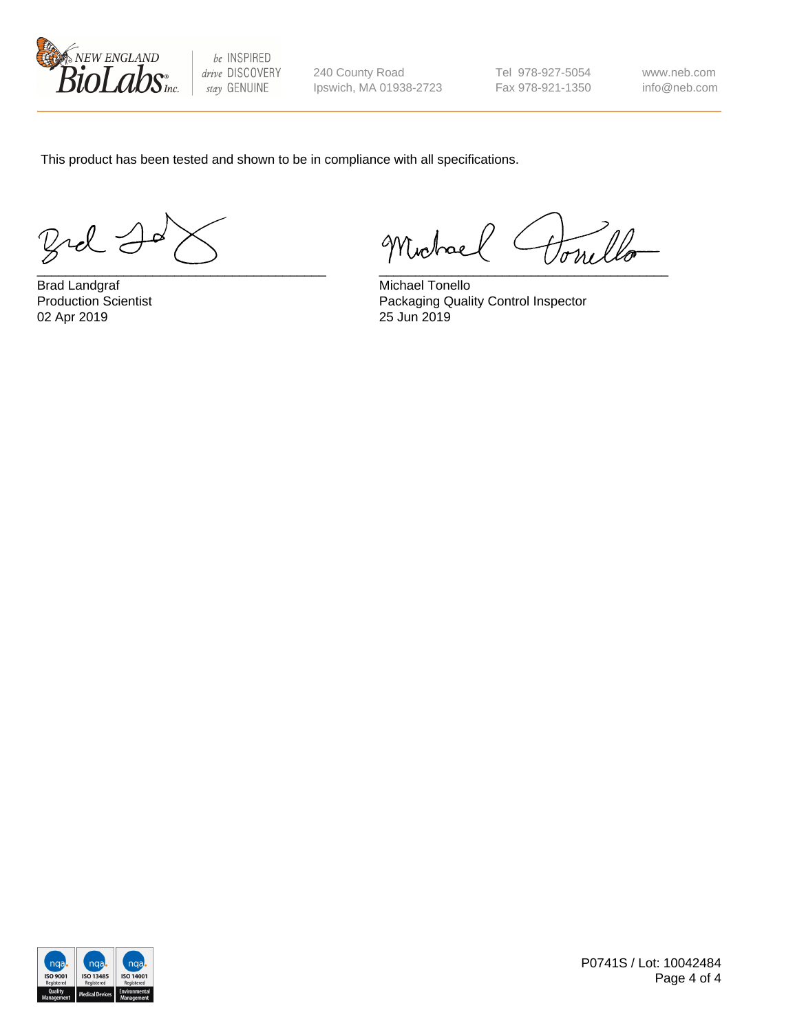240 County Road
Ipswich, MA 01938-2723

Tel 978-927-5054
Fax 978-921-1350

www.neb.com
info@neb.com

This product has been tested and shown to be in compliance with all specifications.

Brad Landgraf
Production Scientist
02 Apr 2019

Michael Tonello
Packaging Quality Control Inspector
25 Jun 2019

P0741S / Lot: 10042484